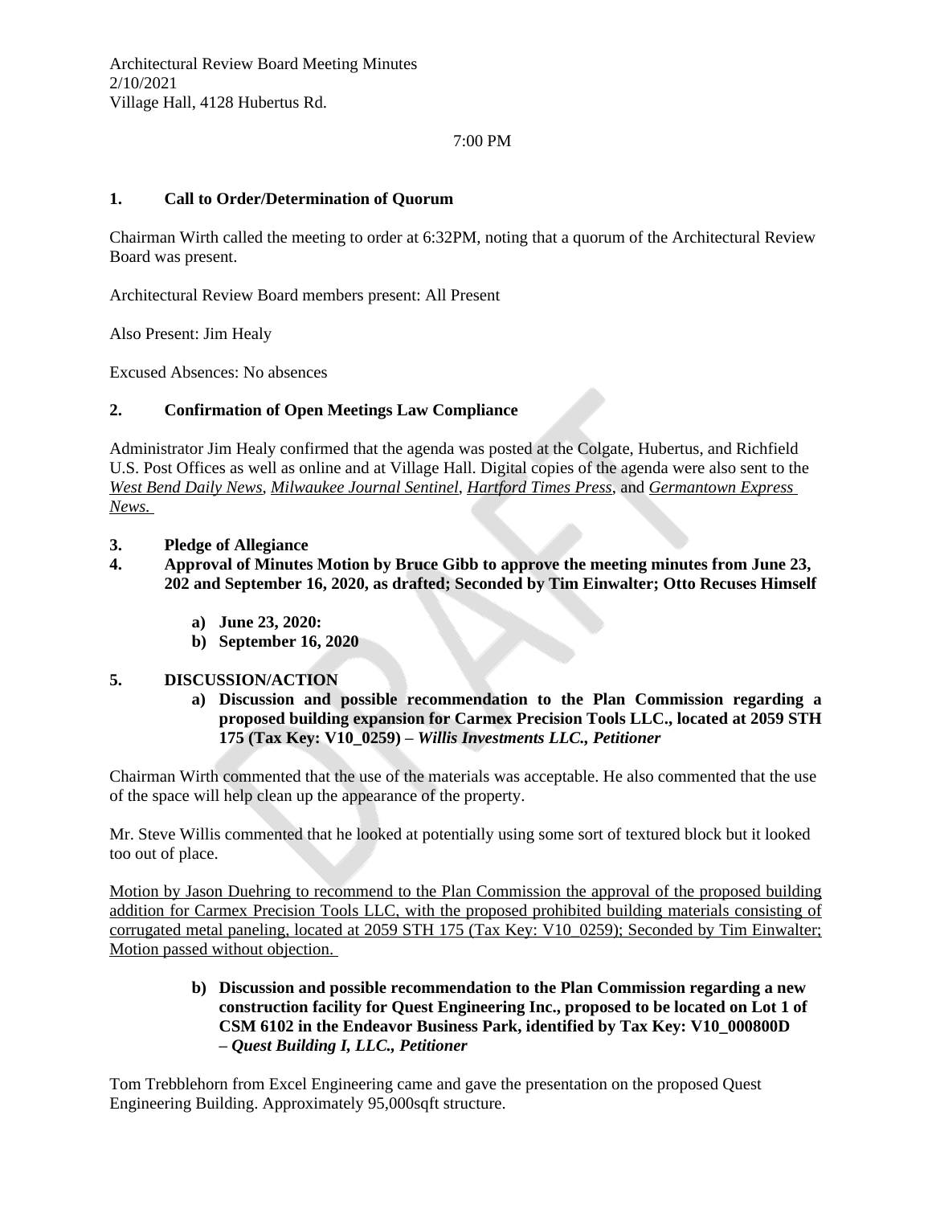Architectural Review Board Meeting Minutes
2/10/2021
Village Hall, 4128 Hubertus Rd.

7:00 PM

**1. Call to Order/Determination of Quorum**

Chairman Wirth called the meeting to order at 6:32PM, noting that a quorum of the Architectural Review Board was present.

Architectural Review Board members present: All Present

Also Present: Jim Healy

Excused Absences: No absences

**2. Confirmation of Open Meetings Law Compliance**

Administrator Jim Healy confirmed that the agenda was posted at the Colgate, Hubertus, and Richfield U.S. Post Offices as well as online and at Village Hall. Digital copies of the agenda were also sent to the *West Bend Daily News*, *Milwaukee Journal Sentinel*, *Hartford Times Press*, and *Germantown Express News.*

**3. Pledge of Allegiance**

**4. Approval of Minutes Motion by Bruce Gibb to approve the meeting minutes from June 23, 202 and September 16, 2020, as drafted; Seconded by Tim Einwalter; Otto Recuses Himself**

- **a) June 23, 2020:**
- **b) September 16, 2020**

**5. DISCUSSION/ACTION**

**a) Discussion and possible recommendation to the Plan Commission regarding a proposed building expansion for Carmex Precision Tools LLC., located at 2059 STH 175 (Tax Key: V10_0259) –** ***Willis Investments LLC., Petitioner***

Chairman Wirth commented that the use of the materials was acceptable. He also commented that the use of the space will help clean up the appearance of the property.

Mr. Steve Willis commented that he looked at potentially using some sort of textured block but it looked too out of place.

Motion by Jason Duehring to recommend to the Plan Commission the approval of the proposed building addition for Carmex Precision Tools LLC, with the proposed prohibited building materials consisting of corrugated metal paneling, located at 2059 STH 175 (Tax Key: V10_0259); Seconded by Tim Einwalter; Motion passed without objection.

**b) Discussion and possible recommendation to the Plan Commission regarding a new construction facility for Quest Engineering Inc., proposed to be located on Lot 1 of CSM 6102 in the Endeavor Business Park, identified by Tax Key: V10_000800D –** ***Quest Building I, LLC., Petitioner***

Tom Trebblehorn from Excel Engineering came and gave the presentation on the proposed Quest Engineering Building. Approximately 95,000sqft structure.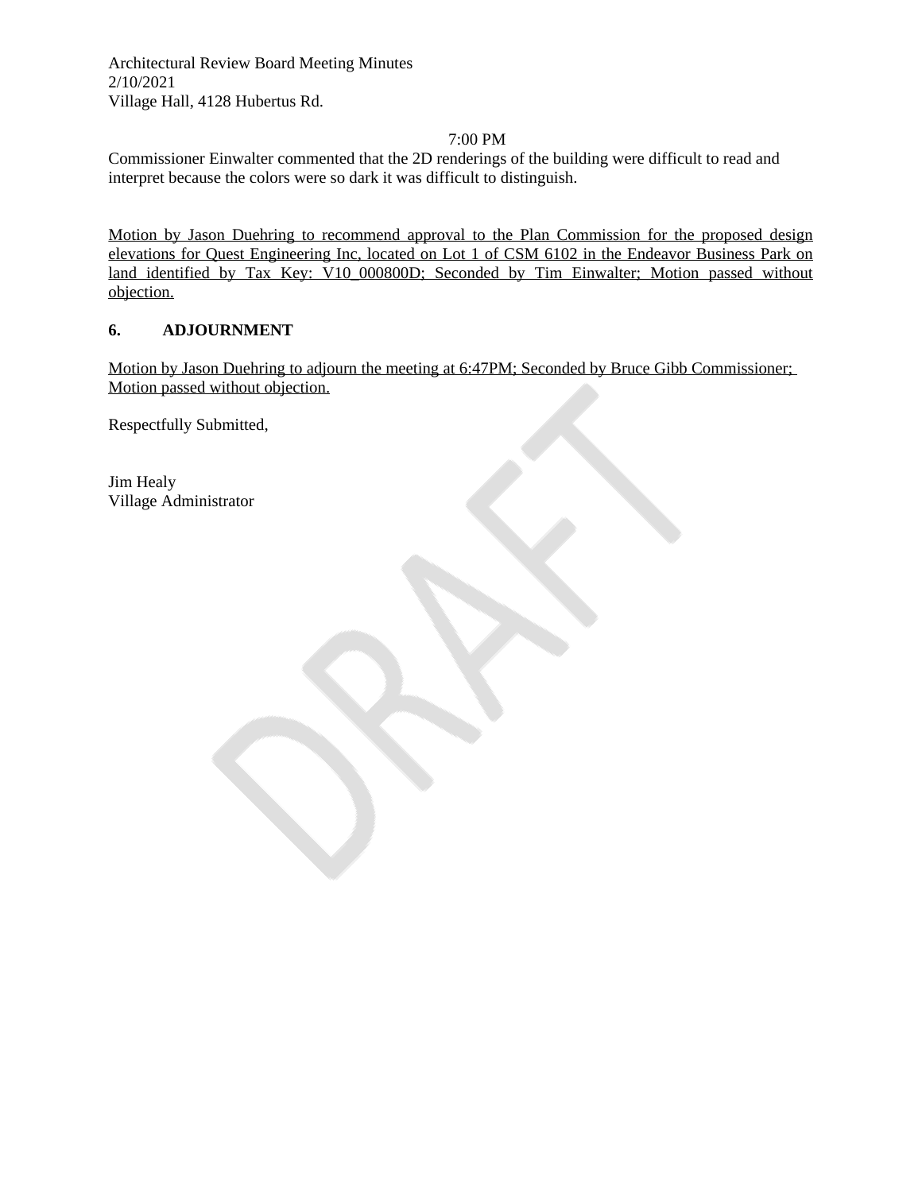Commissioner Einwalter commented that the 2D renderings of the building were difficult to read and interpret because the colors were so dark it was difficult to distinguish.

Motion by Jason Duehring to recommend approval to the Plan Commission for the proposed design elevations for Quest Engineering Inc, located on Lot 1 of CSM 6102 in the Endeavor Business Park on land identified by Tax Key: V10_000800D; Seconded by Tim Einwalter; Motion passed without objection.

**6. ADJOURNMENT**

Motion by Jason Duehring to adjourn the meeting at 6:47PM; Seconded by Bruce Gibb Commissioner; Motion passed without objection.

Respectfully Submitted,

Jim Healy
Village Administrator